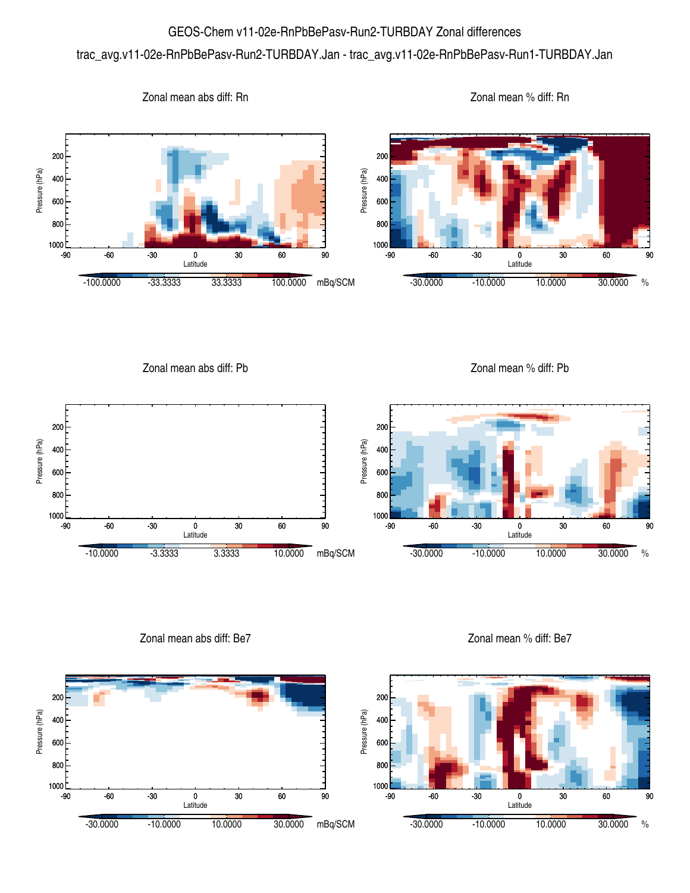# GEOS-Chem v11-02e-RnPbBePasv-Run2-TURBDAY Zonal differences

trac_avg.v11-02e-RnPbBePasv-Run2-TURBDAY.Jan - trac_avg.v11-02e-RnPbBePasv-Run1-TURBDAY.Jan

Zonal mean abs diff: Rn

Zonal mean % diff: Rn

Zonal mean abs diff: Pb

Zonal mean % diff: Pb

Zonal mean abs diff: Be7

Zonal mean % diff: Be7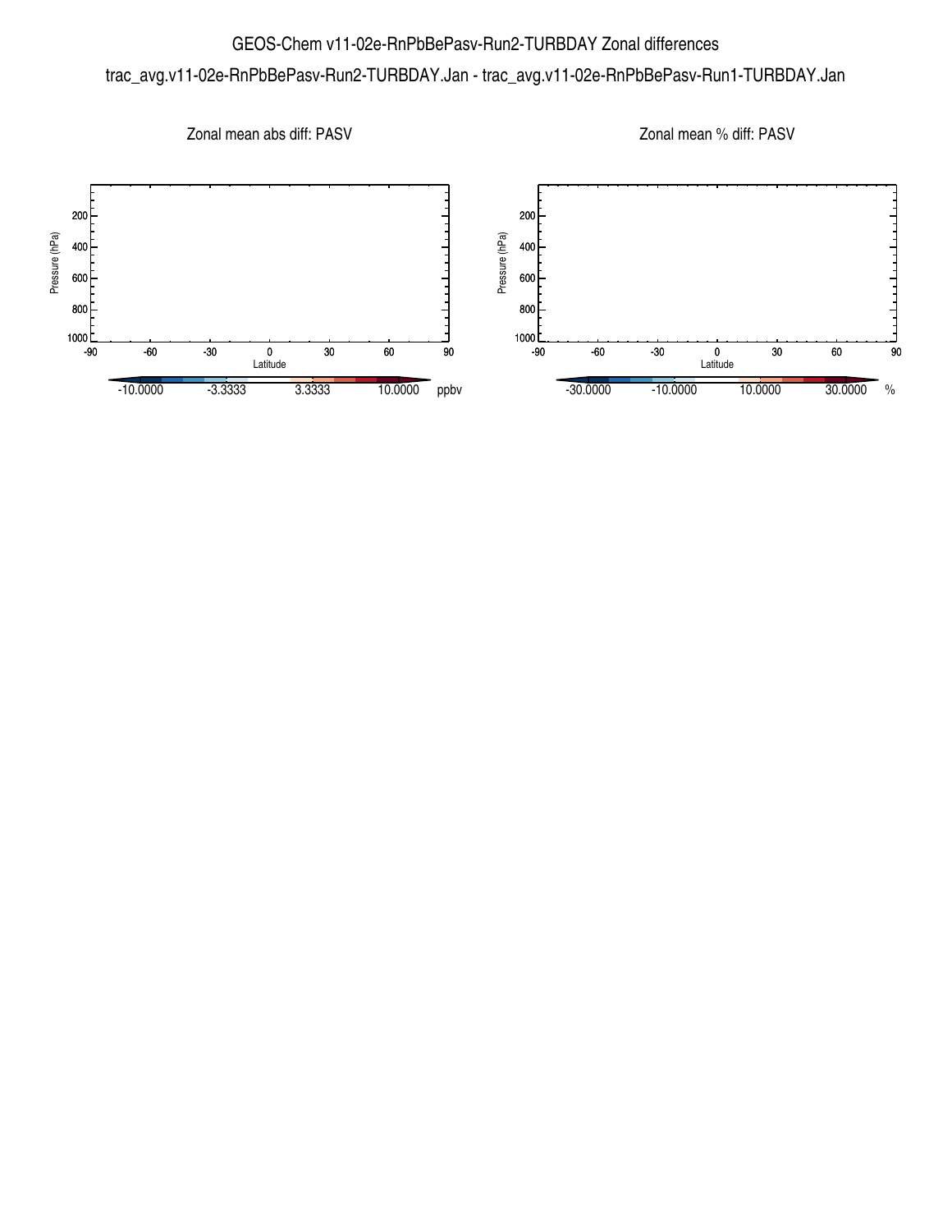GEOS-Chem v11-02e-RnPbBePasv-Run2-TURBDAY Zonal differences

trac_avg.v11-02e-RnPbBePasv-Run2-TURBDAY.Jan - trac_avg.v11-02e-RnPbBePasv-Run1-TURBDAY.Jan

Zonal mean abs diff: PASV

Pressure (hPa)

200
400
600
800
1000

-90 -60 -30 0 30 60 90

Latitude

-10.0000 -3.3333 3.3333 10.0000 ppbv

Zonal mean % diff: PASV

Pressure (hPa)

200
400
600
800
1000

-90 -60 -30 0 30 60 90

Latitude

-30.0000 -10.0000 10.0000 30.0000 %